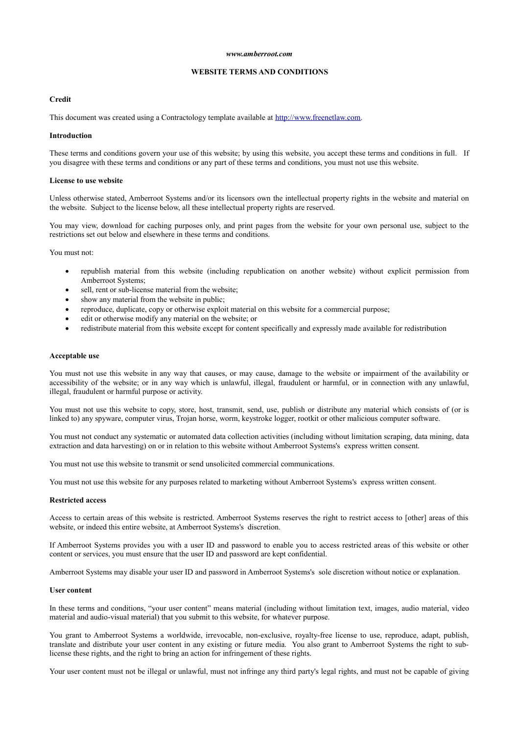*www.amberroot.com*

**WEBSITE TERMS AND CONDITIONS**

**Credit**

This document was created using a Contractology template available at [http://www.freenetlaw.com](http://www.freenetlaw.com).

**Introduction**

These terms and conditions govern your use of this website; by using this website, you accept these terms and conditions in full. If you disagree with these terms and conditions or any part of these terms and conditions, you must not use this website.

**License to use website**

Unless otherwise stated, Amberroot Systems and/or its licensors own the intellectual property rights in the website and material on the website. Subject to the license below, all these intellectual property rights are reserved.

You may view, download for caching purposes only, and print pages from the website for your own personal use, subject to the restrictions set out below and elsewhere in these terms and conditions.

You must not:

- republish material from this website (including republication on another website) without explicit permission from Amberroot Systems;
- sell, rent or sub-license material from the website;
- show any material from the website in public;
- reproduce, duplicate, copy or otherwise exploit material on this website for a commercial purpose;
- edit or otherwise modify any material on the website; or
- redistribute material from this website except for content specifically and expressly made available for redistribution

**Acceptable use**

You must not use this website in any way that causes, or may cause, damage to the website or impairment of the availability or accessibility of the website; or in any way which is unlawful, illegal, fraudulent or harmful, or in connection with any unlawful, illegal, fraudulent or harmful purpose or activity.

You must not use this website to copy, store, host, transmit, send, use, publish or distribute any material which consists of (or is linked to) any spyware, computer virus, Trojan horse, worm, keystroke logger, rootkit or other malicious computer software.

You must not conduct any systematic or automated data collection activities (including without limitation scraping, data mining, data extraction and data harvesting) on or in relation to this website without Amberroot Systems's express written consent.

You must not use this website to transmit or send unsolicited commercial communications.

You must not use this website for any purposes related to marketing without Amberroot Systems's express written consent.

**Restricted access**

Access to certain areas of this website is restricted. Amberroot Systems reserves the right to restrict access to [other] areas of this website, or indeed this entire website, at Amberroot Systems's discretion.

If Amberroot Systems provides you with a user ID and password to enable you to access restricted areas of this website or other content or services, you must ensure that the user ID and password are kept confidential.

Amberroot Systems may disable your user ID and password in Amberroot Systems's sole discretion without notice or explanation.

**User content**

In these terms and conditions, "your user content" means material (including without limitation text, images, audio material, video material and audio-visual material) that you submit to this website, for whatever purpose.

You grant to Amberroot Systems a worldwide, irrevocable, non-exclusive, royalty-free license to use, reproduce, adapt, publish, translate and distribute your user content in any existing or future media. You also grant to Amberroot Systems the right to sub-license these rights, and the right to bring an action for infringement of these rights.

Your user content must not be illegal or unlawful, must not infringe any third party's legal rights, and must not be capable of giving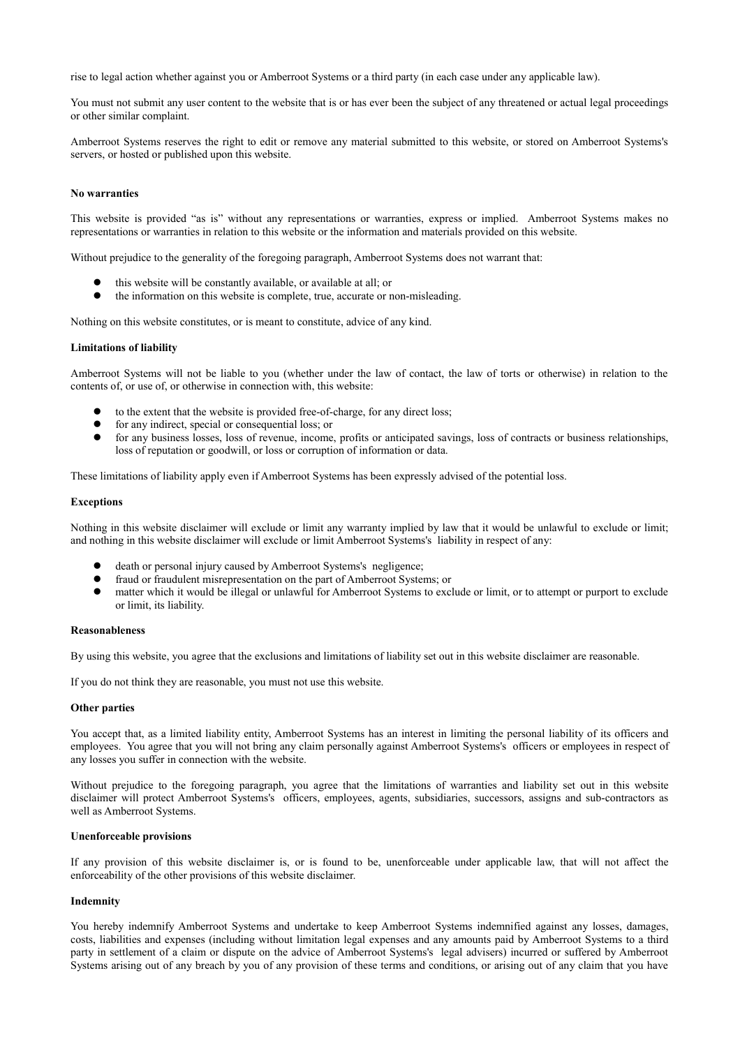rise to legal action whether against you or Amberroot Systems or a third party (in each case under any applicable law).

You must not submit any user content to the website that is or has ever been the subject of any threatened or actual legal proceedings or other similar complaint.

Amberroot Systems reserves the right to edit or remove any material submitted to this website, or stored on Amberroot Systems's servers, or hosted or published upon this website.

**No warranties**

This website is provided "as is" without any representations or warranties, express or implied. Amberroot Systems makes no representations or warranties in relation to this website or the information and materials provided on this website.

Without prejudice to the generality of the foregoing paragraph, Amberroot Systems does not warrant that:

- this website will be constantly available, or available at all; or
- the information on this website is complete, true, accurate or non-misleading.

Nothing on this website constitutes, or is meant to constitute, advice of any kind.

**Limitations of liability**

Amberroot Systems will not be liable to you (whether under the law of contact, the law of torts or otherwise) in relation to the contents of, or use of, or otherwise in connection with, this website:

- to the extent that the website is provided free-of-charge, for any direct loss;
- for any indirect, special or consequential loss; or
- for any business losses, loss of revenue, income, profits or anticipated savings, loss of contracts or business relationships, loss of reputation or goodwill, or loss or corruption of information or data.

These limitations of liability apply even if Amberroot Systems has been expressly advised of the potential loss.

**Exceptions**

Nothing in this website disclaimer will exclude or limit any warranty implied by law that it would be unlawful to exclude or limit; and nothing in this website disclaimer will exclude or limit Amberroot Systems's liability in respect of any:

- death or personal injury caused by Amberroot Systems's negligence;
- fraud or fraudulent misrepresentation on the part of Amberroot Systems; or
- matter which it would be illegal or unlawful for Amberroot Systems to exclude or limit, or to attempt or purport to exclude or limit, its liability.

**Reasonableness**

By using this website, you agree that the exclusions and limitations of liability set out in this website disclaimer are reasonable.

If you do not think they are reasonable, you must not use this website.

**Other parties**

You accept that, as a limited liability entity, Amberroot Systems has an interest in limiting the personal liability of its officers and employees. You agree that you will not bring any claim personally against Amberroot Systems's officers or employees in respect of any losses you suffer in connection with the website.

Without prejudice to the foregoing paragraph, you agree that the limitations of warranties and liability set out in this website disclaimer will protect Amberroot Systems's officers, employees, agents, subsidiaries, successors, assigns and sub-contractors as well as Amberroot Systems.

**Unenforceable provisions**

If any provision of this website disclaimer is, or is found to be, unenforceable under applicable law, that will not affect the enforceability of the other provisions of this website disclaimer.

**Indemnity**

You hereby indemnify Amberroot Systems and undertake to keep Amberroot Systems indemnified against any losses, damages, costs, liabilities and expenses (including without limitation legal expenses and any amounts paid by Amberroot Systems to a third party in settlement of a claim or dispute on the advice of Amberroot Systems's legal advisers) incurred or suffered by Amberroot Systems arising out of any breach by you of any provision of these terms and conditions, or arising out of any claim that you have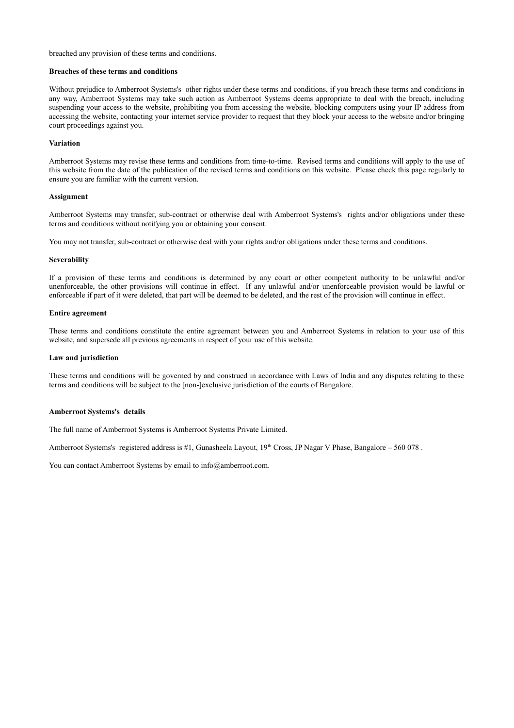breached any provision of these terms and conditions.

**Breaches of these terms and conditions**

Without prejudice to Amberroot Systems's other rights under these terms and conditions, if you breach these terms and conditions in any way, Amberroot Systems may take such action as Amberroot Systems deems appropriate to deal with the breach, including suspending your access to the website, prohibiting you from accessing the website, blocking computers using your IP address from accessing the website, contacting your internet service provider to request that they block your access to the website and/or bringing court proceedings against you.

**Variation**

Amberroot Systems may revise these terms and conditions from time-to-time. Revised terms and conditions will apply to the use of this website from the date of the publication of the revised terms and conditions on this website. Please check this page regularly to ensure you are familiar with the current version.

**Assignment**

Amberroot Systems may transfer, sub-contract or otherwise deal with Amberroot Systems's rights and/or obligations under these terms and conditions without notifying you or obtaining your consent.

You may not transfer, sub-contract or otherwise deal with your rights and/or obligations under these terms and conditions.

**Severability**

If a provision of these terms and conditions is determined by any court or other competent authority to be unlawful and/or unenforceable, the other provisions will continue in effect. If any unlawful and/or unenforceable provision would be lawful or enforceable if part of it were deleted, that part will be deemed to be deleted, and the rest of the provision will continue in effect.

**Entire agreement**

These terms and conditions constitute the entire agreement between you and Amberroot Systems in relation to your use of this website, and supersede all previous agreements in respect of your use of this website.

**Law and jurisdiction**

These terms and conditions will be governed by and construed in accordance with Laws of India and any disputes relating to these terms and conditions will be subject to the [non-]exclusive jurisdiction of the courts of Bangalore.

**Amberroot Systems's details**

The full name of Amberroot Systems is Amberroot Systems Private Limited.

Amberroot Systems's registered address is #1, Gunasheela Layout, 19th Cross, JP Nagar V Phase, Bangalore – 560 078 .

You can contact Amberroot Systems by email to info@amberroot.com.